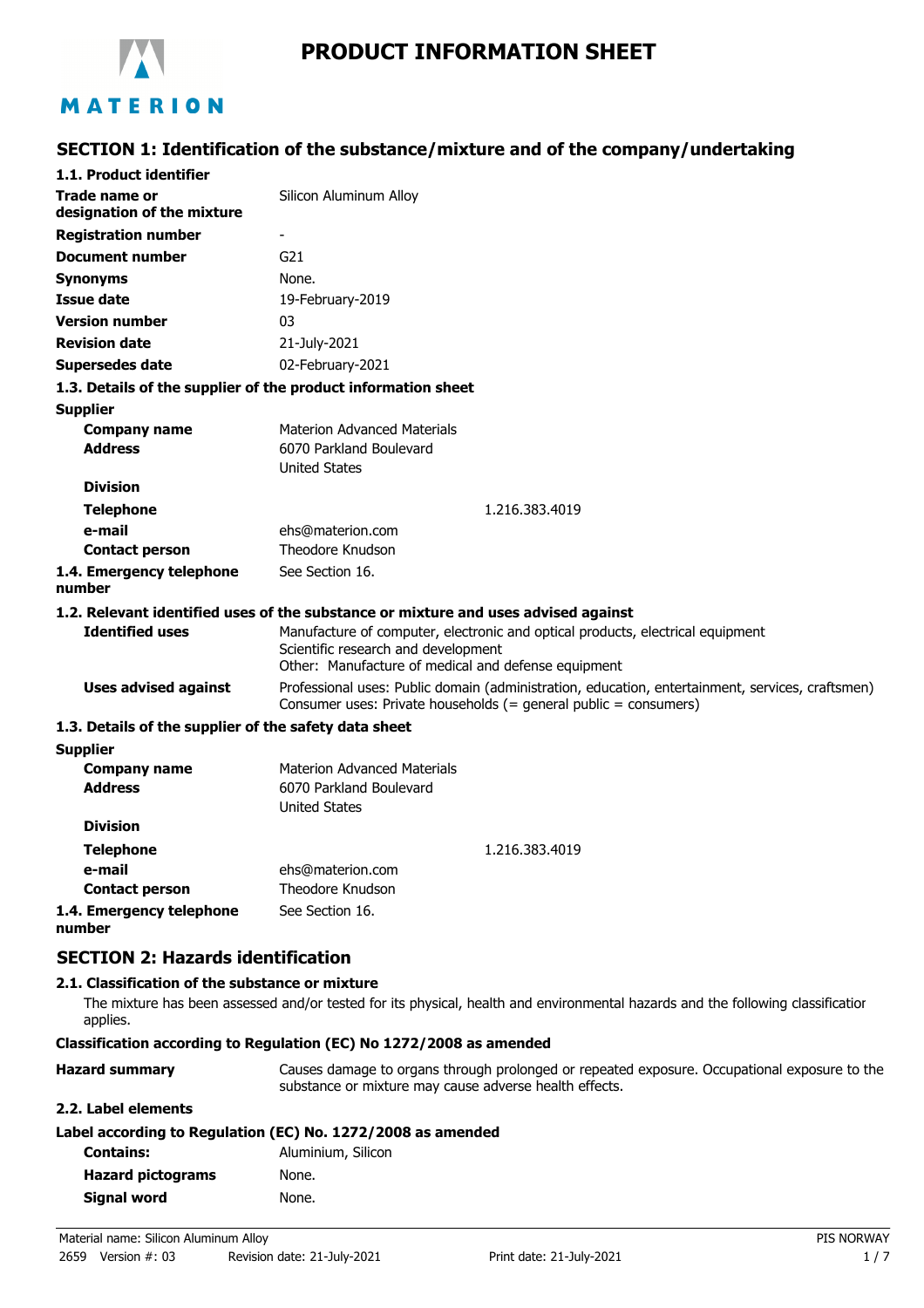# PRODUCT INFORMATION SHEET

## SECTION 1: Identification of the substance/mixture and of the company/undertaking

### 1.1. Product identifier

| | |
|---|---|
| **Trade name or designation of the mixture** | Silicon Aluminum Alloy |
| **Registration number** | - |
| **Document number** | G21 |
| **Synonyms** | None. |
| **Issue date** | 19-February-2019 |
| **Version number** | 03 |
| **Revision date** | 21-July-2021 |
| **Supersedes date** | 02-February-2021 |

### 1.3. Details of the supplier of the product information sheet

**Supplier**

| | |
|---|---|
| **Company name** | Materion Advanced Materials |
| **Address** | 6070 Parkland Boulevard<br>United States |
| **Division** | |
| **Telephone** | 1.216.383.4019 |
| **e-mail** | ehs@materion.com |
| **Contact person** | Theodore Knudson |
| **1.4. Emergency telephone number** | See Section 16. |

### 1.2. Relevant identified uses of the substance or mixture and uses advised against

| | |
|---|---|
| **Identified uses** | Manufacture of computer, electronic and optical products, electrical equipment<br>Scientific research and development<br>Other: Manufacture of medical and defense equipment |
| **Uses advised against** | Professional uses: Public domain (administration, education, entertainment, services, craftsmen)<br>Consumer uses: Private households (= general public = consumers) |

### 1.3. Details of the supplier of the safety data sheet

**Supplier**

| | |
|---|---|
| **Company name** | Materion Advanced Materials |
| **Address** | 6070 Parkland Boulevard<br>United States |
| **Division** | |
| **Telephone** | 1.216.383.4019 |
| **e-mail** | ehs@materion.com |
| **Contact person** | Theodore Knudson |
| **1.4. Emergency telephone number** | See Section 16. |

## SECTION 2: Hazards identification

### 2.1. Classification of the substance or mixture

The mixture has been assessed and/or tested for its physical, health and environmental hazards and the following classificatior applies.

**Classification according to Regulation (EC) No 1272/2008 as amended**

| | |
|---|---|
| **Hazard summary** | Causes damage to organs through prolonged or repeated exposure. Occupational exposure to the substance or mixture may cause adverse health effects. |

### 2.2. Label elements

**Label according to Regulation (EC) No. 1272/2008 as amended**

| | |
|---|---|
| **Contains:** | Aluminium, Silicon |
| **Hazard pictograms** | None. |
| **Signal word** | None. |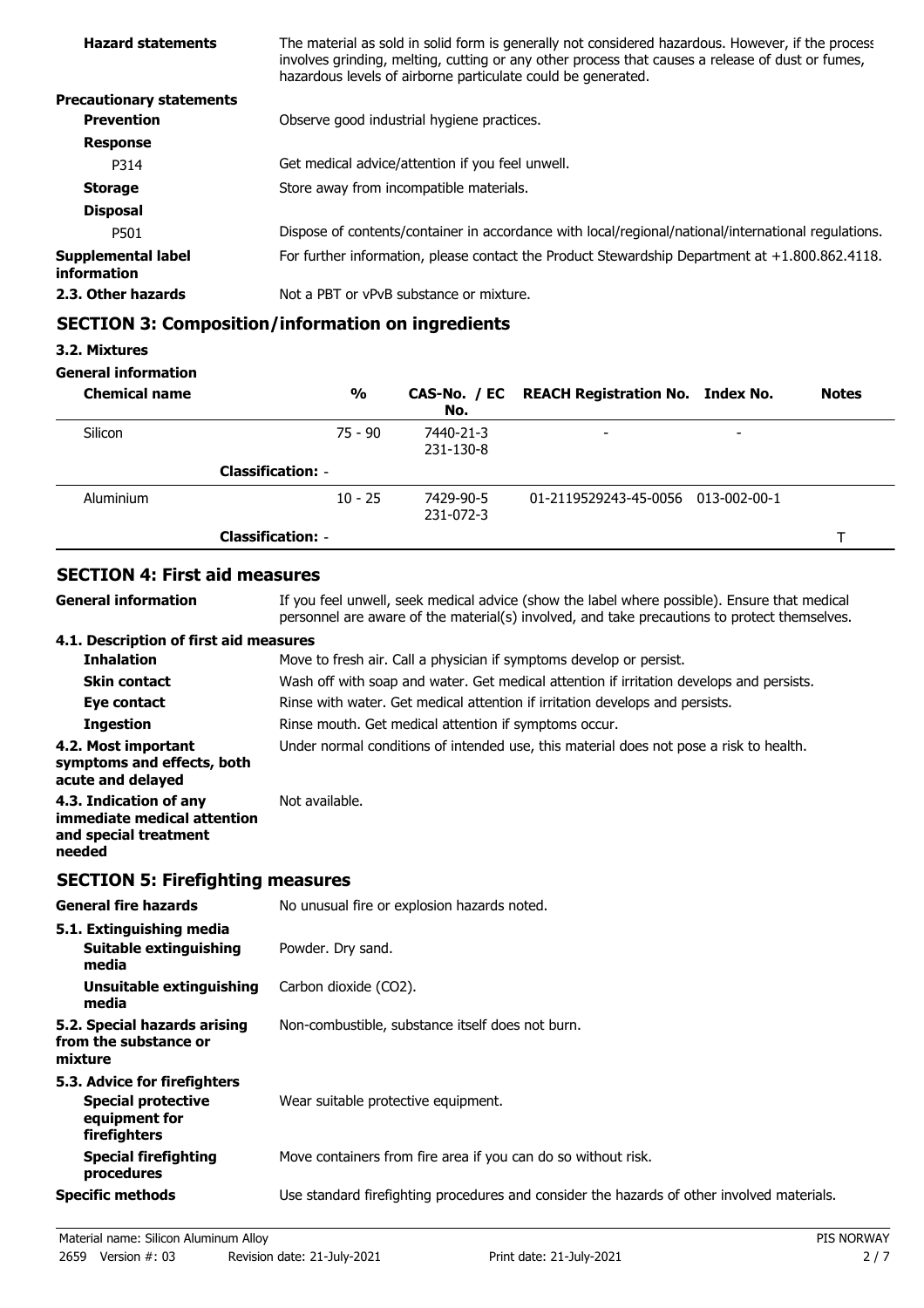| | |
|---|---|
| **Hazard statements** | The material as sold in solid form is generally not considered hazardous. However, if the process involves grinding, melting, cutting or any other process that causes a release of dust or fumes, hazardous levels of airborne particulate could be generated. |
| **Precautionary statements** | |
| **Prevention** | Observe good industrial hygiene practices. |
| **Response** | |
| P314 | Get medical advice/attention if you feel unwell. |
| **Storage** | Store away from incompatible materials. |
| **Disposal** | |
| P501 | Dispose of contents/container in accordance with local/regional/national/international regulations. |
| **Supplemental label information** | For further information, please contact the Product Stewardship Department at +1.800.862.4118. |
| **2.3. Other hazards** | Not a PBT or vPvB substance or mixture. |

## SECTION 3: Composition/information on ingredients

**3.2. Mixtures**

**General information**

| Chemical name | % | CAS-No. / EC No. | REACH Registration No. | Index No. | Notes |
|---|---|---|---|---|---|
| Silicon | 75 - 90 | 7440-21-3 231-130-8 | - | - | |
| **Classification:** - | | | | | |
| Aluminium | 10 - 25 | 7429-90-5 231-072-3 | 01-2119529243-45-0056 | 013-002-00-1 | |
| **Classification:** - | | | | | T |

## SECTION 4: First aid measures

| | |
|---|---|
| **General information** | If you feel unwell, seek medical advice (show the label where possible). Ensure that medical personnel are aware of the material(s) involved, and take precautions to protect themselves. |
| **4.1. Description of first aid measures** | |
| **Inhalation** | Move to fresh air. Call a physician if symptoms develop or persist. |
| **Skin contact** | Wash off with soap and water. Get medical attention if irritation develops and persists. |
| **Eye contact** | Rinse with water. Get medical attention if irritation develops and persists. |
| **Ingestion** | Rinse mouth. Get medical attention if symptoms occur. |
| **4.2. Most important symptoms and effects, both acute and delayed** | Under normal conditions of intended use, this material does not pose a risk to health. |
| **4.3. Indication of any immediate medical attention and special treatment needed** | Not available. |

## SECTION 5: Firefighting measures

| | |
|---|---|
| **General fire hazards** | No unusual fire or explosion hazards noted. |
| **5.1. Extinguishing media** | |
| **Suitable extinguishing media** | Powder. Dry sand. |
| **Unsuitable extinguishing media** | Carbon dioxide ($CO_2$). |
| **5.2. Special hazards arising from the substance or mixture** | Non-combustible, substance itself does not burn. |
| **5.3. Advice for firefighters** | |
| **Special protective equipment for firefighters** | Wear suitable protective equipment. |
| **Special firefighting procedures** | Move containers from fire area if you can do so without risk. |
| **Specific methods** | Use standard firefighting procedures and consider the hazards of other involved materials. |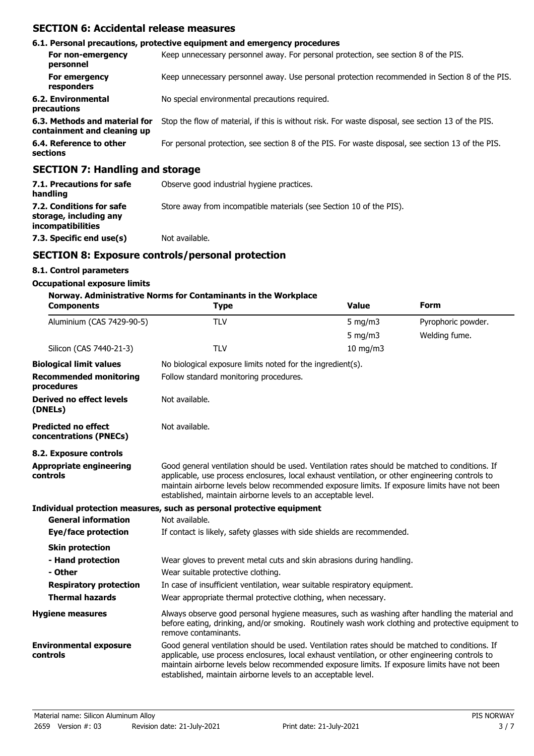## SECTION 6: Accidental release measures

### 6.1. Personal precautions, protective equipment and emergency procedures

| | |
|---|---|
| **For non-emergency personnel** | Keep unnecessary personnel away. For personal protection, see section 8 of the PIS. |
| **For emergency responders** | Keep unnecessary personnel away. Use personal protection recommended in Section 8 of the PIS. |
| **6.2. Environmental precautions** | No special environmental precautions required. |
| **6.3. Methods and material for containment and cleaning up** | Stop the flow of material, if this is without risk. For waste disposal, see section 13 of the PIS. |
| **6.4. Reference to other sections** | For personal protection, see section 8 of the PIS. For waste disposal, see section 13 of the PIS. |

## SECTION 7: Handling and storage

| | |
|---|---|
| **7.1. Precautions for safe handling** | Observe good industrial hygiene practices. |
| **7.2. Conditions for safe storage, including any incompatibilities** | Store away from incompatible materials (see Section 10 of the PIS). |
| **7.3. Specific end use(s)** | Not available. |

## SECTION 8: Exposure controls/personal protection

### 8.1. Control parameters

**Occupational exposure limits**

**Norway. Administrative Norms for Contaminants in the Workplace**

| Components | Type | Value | Form |
|---|---|---|---|
| Aluminium (CAS 7429-90-5) | TLV | 5 mg/m3 | Pyrophoric powder. |
| | | 5 mg/m3 | Welding fume. |
| Silicon (CAS 7440-21-3) | TLV | 10 mg/m3 | |

| | |
|---|---|
| **Biological limit values** | No biological exposure limits noted for the ingredient(s). |
| **Recommended monitoring procedures** | Follow standard monitoring procedures. |
| **Derived no effect levels (DNELs)** | Not available. |
| **Predicted no effect concentrations (PNECs)** | Not available. |

### 8.2. Exposure controls

| | |
|---|---|
| **Appropriate engineering controls** | Good general ventilation should be used. Ventilation rates should be matched to conditions. If applicable, use process enclosures, local exhaust ventilation, or other engineering controls to maintain airborne levels below recommended exposure limits. If exposure limits have not been established, maintain airborne levels to an acceptable level. |

**Individual protection measures, such as personal protective equipment**

| | |
|---|---|
| **General information** | Not available. |
| **Eye/face protection** | If contact is likely, safety glasses with side shields are recommended. |
| **Skin protection** | |
| **- Hand protection** | Wear gloves to prevent metal cuts and skin abrasions during handling. |
| **- Other** | Wear suitable protective clothing. |
| **Respiratory protection** | In case of insufficient ventilation, wear suitable respiratory equipment. |
| **Thermal hazards** | Wear appropriate thermal protective clothing, when necessary. |
| **Hygiene measures** | Always observe good personal hygiene measures, such as washing after handling the material and before eating, drinking, and/or smoking. Routinely wash work clothing and protective equipment to remove contaminants. |
| **Environmental exposure controls** | Good general ventilation should be used. Ventilation rates should be matched to conditions. If applicable, use process enclosures, local exhaust ventilation, or other engineering controls to maintain airborne levels below recommended exposure limits. If exposure limits have not been established, maintain airborne levels to an acceptable level. |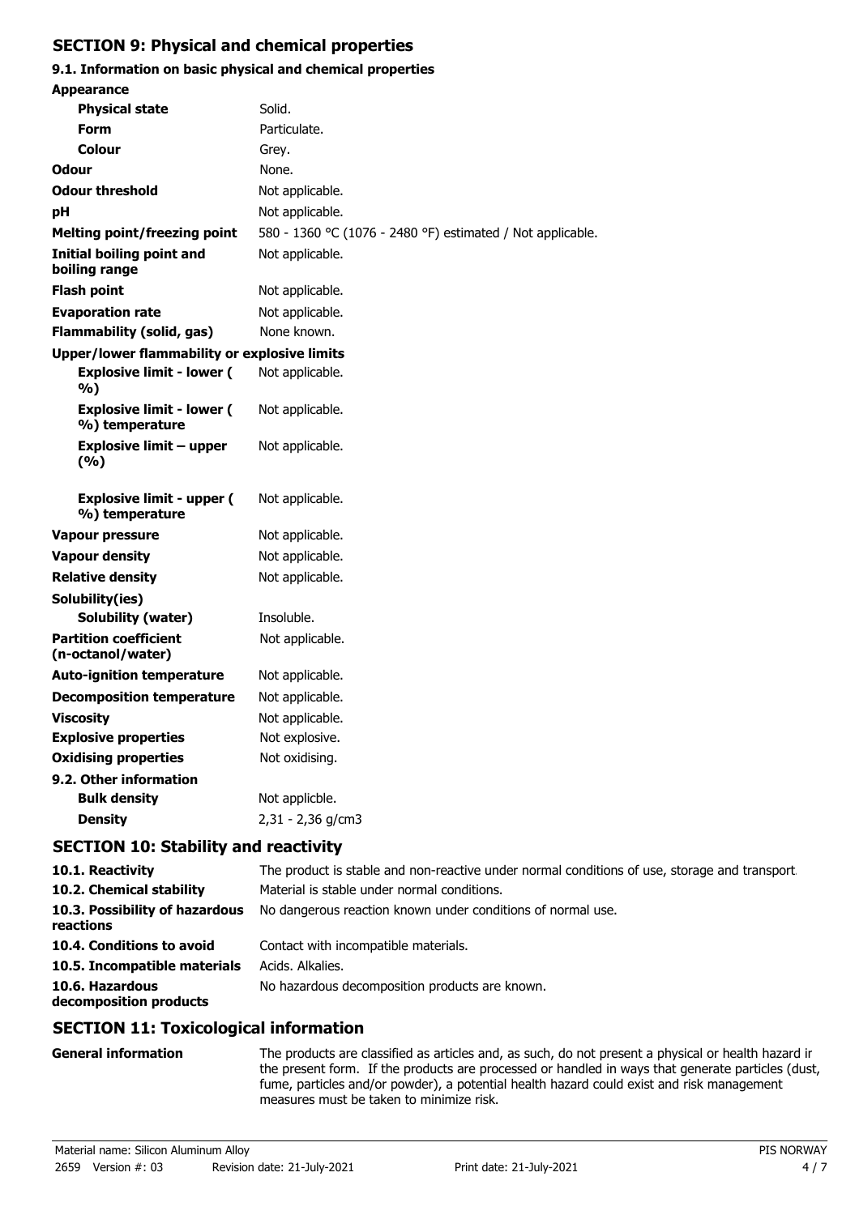## SECTION 9: Physical and chemical properties

### 9.1. Information on basic physical and chemical properties

| Property | Value |
|---|---|
| **Appearance** | |
| **Physical state** | Solid. |
| **Form** | Particulate. |
| **Colour** | Grey. |
| **Odour** | None. |
| **Odour threshold** | Not applicable. |
| **pH** | Not applicable. |
| **Melting point/freezing point** | 580 - 1360 °C (1076 - 2480 °F) estimated / Not applicable. |
| **Initial boiling point and boiling range** | Not applicable. |
| **Flash point** | Not applicable. |
| **Evaporation rate** | Not applicable. |
| **Flammability (solid, gas)** | None known. |
| **Upper/lower flammability or explosive limits** | |
| **Explosive limit - lower ( %)** | Not applicable. |
| **Explosive limit - lower ( %) temperature** | Not applicable. |
| **Explosive limit – upper (%)** | Not applicable. |
| **Explosive limit - upper ( %) temperature** | Not applicable. |
| **Vapour pressure** | Not applicable. |
| **Vapour density** | Not applicable. |
| **Relative density** | Not applicable. |
| **Solubility(ies)** | |
| **Solubility (water)** | Insoluble. |
| **Partition coefficient (n-octanol/water)** | Not applicable. |
| **Auto-ignition temperature** | Not applicable. |
| **Decomposition temperature** | Not applicable. |
| **Viscosity** | Not applicable. |
| **Explosive properties** | Not explosive. |
| **Oxidising properties** | Not oxidising. |

### 9.2. Other information

| Property | Value |
|---|---|
| **Bulk density** | Not applicble. |
| **Density** | 2,31 - 2,36 g/cm3 |

## SECTION 10: Stability and reactivity

| | |
|---|---|
| **10.1. Reactivity** | The product is stable and non-reactive under normal conditions of use, storage and transport. |
| **10.2. Chemical stability** | Material is stable under normal conditions. |
| **10.3. Possibility of hazardous reactions** | No dangerous reaction known under conditions of normal use. |
| **10.4. Conditions to avoid** | Contact with incompatible materials. |
| **10.5. Incompatible materials** | Acids. Alkalies. |
| **10.6. Hazardous decomposition products** | No hazardous decomposition products are known. |

## SECTION 11: Toxicological information

**General information**

The products are classified as articles and, as such, do not present a physical or health hazard in the present form. If the products are processed or handled in ways that generate particles (dust, fume, particles and/or powder), a potential health hazard could exist and risk management measures must be taken to minimize risk.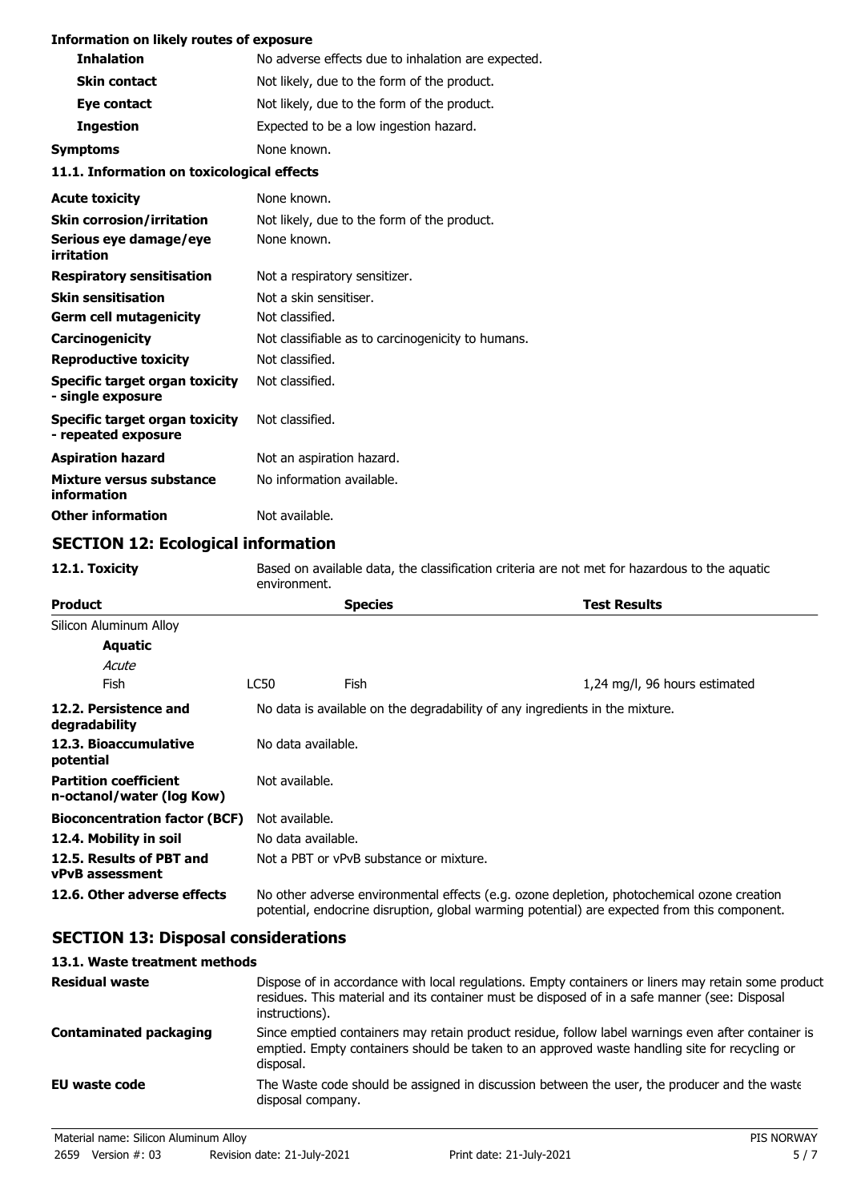**Information on likely routes of exposure**

| | |
|---|---|
| **Inhalation** | No adverse effects due to inhalation are expected. |
| **Skin contact** | Not likely, due to the form of the product. |
| **Eye contact** | Not likely, due to the form of the product. |
| **Ingestion** | Expected to be a low ingestion hazard. |
| **Symptoms** | None known. |

**11.1. Information on toxicological effects**

| | |
|---|---|
| **Acute toxicity** | None known. |
| **Skin corrosion/irritation** | Not likely, due to the form of the product. |
| **Serious eye damage/eye irritation** | None known. |
| **Respiratory sensitisation** | Not a respiratory sensitizer. |
| **Skin sensitisation** | Not a skin sensitiser. |
| **Germ cell mutagenicity** | Not classified. |
| **Carcinogenicity** | Not classifiable as to carcinogenicity to humans. |
| **Reproductive toxicity** | Not classified. |
| **Specific target organ toxicity - single exposure** | Not classified. |
| **Specific target organ toxicity - repeated exposure** | Not classified. |
| **Aspiration hazard** | Not an aspiration hazard. |
| **Mixture versus substance information** | No information available. |
| **Other information** | Not available. |

## SECTION 12: Ecological information

**12.1. Toxicity** Based on available data, the classification criteria are not met for hazardous to the aquatic environment.

| Product | | Species | Test Results |
|---|---|---|---|
| Silicon Aluminum Alloy | | | |
| **Aquatic** | | | |
| *Acute* | | | |
| Fish | LC50 | Fish | 1,24 mg/l, 96 hours estimated |

| | |
|---|---|
| **12.2. Persistence and degradability** | No data is available on the degradability of any ingredients in the mixture. |
| **12.3. Bioaccumulative potential** | No data available. |
| **Partition coefficient n-octanol/water (log Kow)** | Not available. |
| **Bioconcentration factor (BCF)** | Not available. |
| **12.4. Mobility in soil** | No data available. |
| **12.5. Results of PBT and vPvB assessment** | Not a PBT or vPvB substance or mixture. |
| **12.6. Other adverse effects** | No other adverse environmental effects (e.g. ozone depletion, photochemical ozone creation potential, endocrine disruption, global warming potential) are expected from this component. |

## SECTION 13: Disposal considerations

**13.1. Waste treatment methods**

| | |
|---|---|
| **Residual waste** | Dispose of in accordance with local regulations. Empty containers or liners may retain some product residues. This material and its container must be disposed of in a safe manner (see: Disposal instructions). |
| **Contaminated packaging** | Since emptied containers may retain product residue, follow label warnings even after container is emptied. Empty containers should be taken to an approved waste handling site for recycling or disposal. |
| **EU waste code** | The Waste code should be assigned in discussion between the user, the producer and the waste disposal company. |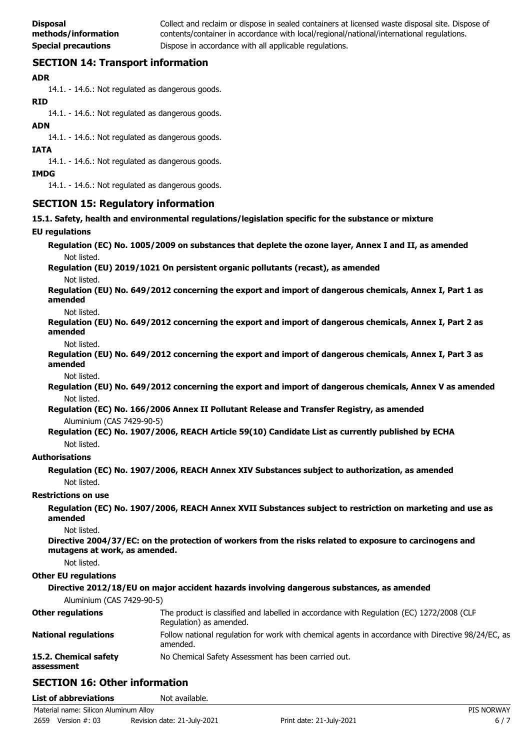**Disposal methods/information** Collect and reclaim or dispose in sealed containers at licensed waste disposal site. Dispose of contents/container in accordance with local/regional/national/international regulations.

**Special precautions** Dispose in accordance with all applicable regulations.

## SECTION 14: Transport information

**ADR**

14.1. - 14.6.: Not regulated as dangerous goods.

**RID**

14.1. - 14.6.: Not regulated as dangerous goods.

**ADN**

14.1. - 14.6.: Not regulated as dangerous goods.

**IATA**

14.1. - 14.6.: Not regulated as dangerous goods.

**IMDG**

14.1. - 14.6.: Not regulated as dangerous goods.

## SECTION 15: Regulatory information

**15.1. Safety, health and environmental regulations/legislation specific for the substance or mixture**

**EU regulations**

**Regulation (EC) No. 1005/2009 on substances that deplete the ozone layer, Annex I and II, as amended**

Not listed.

**Regulation (EU) 2019/1021 On persistent organic pollutants (recast), as amended**

Not listed.

**Regulation (EU) No. 649/2012 concerning the export and import of dangerous chemicals, Annex I, Part 1 as amended**

Not listed.

**Regulation (EU) No. 649/2012 concerning the export and import of dangerous chemicals, Annex I, Part 2 as amended**

Not listed.

**Regulation (EU) No. 649/2012 concerning the export and import of dangerous chemicals, Annex I, Part 3 as amended**

Not listed.

**Regulation (EU) No. 649/2012 concerning the export and import of dangerous chemicals, Annex V as amended**

Not listed.

**Regulation (EC) No. 166/2006 Annex II Pollutant Release and Transfer Registry, as amended**

Aluminium (CAS 7429-90-5)

**Regulation (EC) No. 1907/2006, REACH Article 59(10) Candidate List as currently published by ECHA**

Not listed.

**Authorisations**

**Regulation (EC) No. 1907/2006, REACH Annex XIV Substances subject to authorization, as amended**

Not listed.

**Restrictions on use**

**Regulation (EC) No. 1907/2006, REACH Annex XVII Substances subject to restriction on marketing and use as amended**

Not listed.

**Directive 2004/37/EC: on the protection of workers from the risks related to exposure to carcinogens and mutagens at work, as amended.**

Not listed.

**Other EU regulations**

**Directive 2012/18/EU on major accident hazards involving dangerous substances, as amended**

Aluminium (CAS 7429-90-5)

**Other regulations** The product is classified and labelled in accordance with Regulation (EC) 1272/2008 (CLP Regulation) as amended.

**National regulations** Follow national regulation for work with chemical agents in accordance with Directive 98/24/EC, as amended.

**15.2. Chemical safety assessment** No Chemical Safety Assessment has been carried out.

## SECTION 16: Other information

**List of abbreviations** Not available.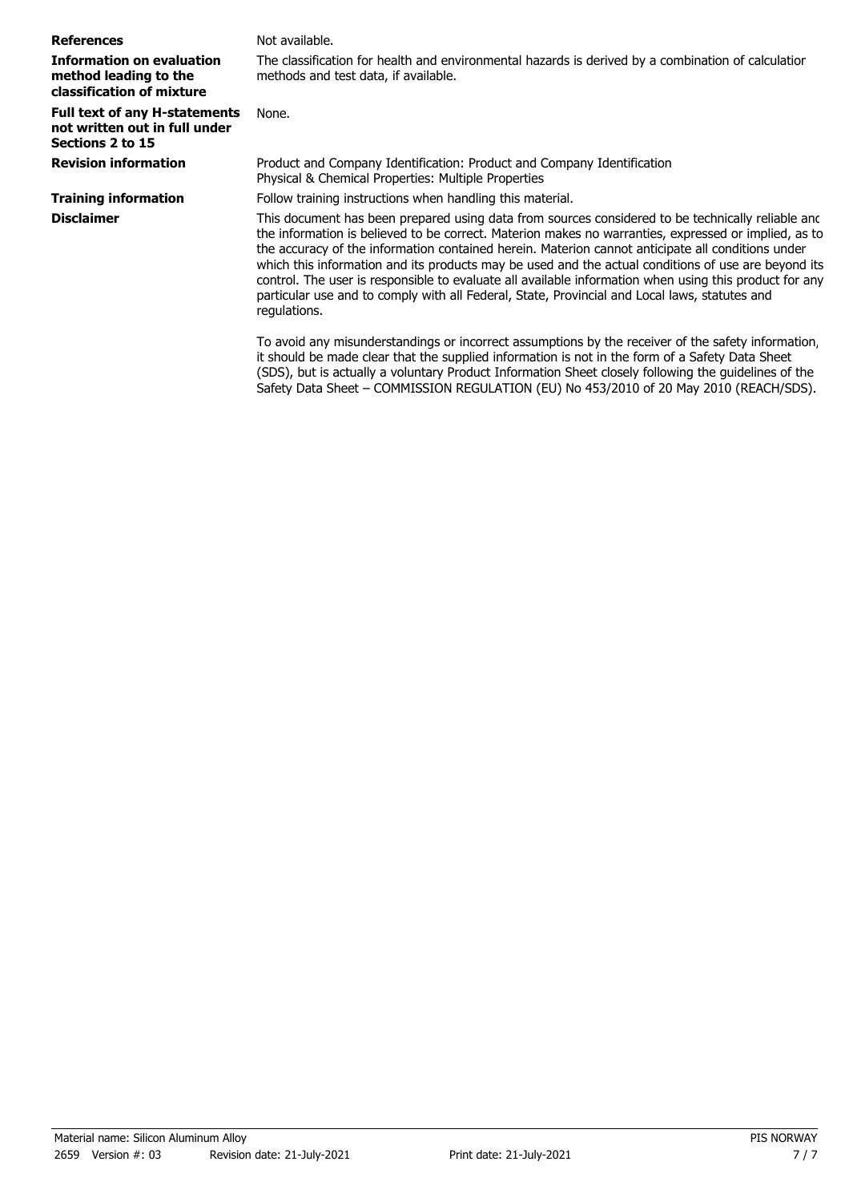**References**
Not available.

**Information on evaluation method leading to the classification of mixture**
The classification for health and environmental hazards is derived by a combination of calculation methods and test data, if available.

**Full text of any H-statements not written out in full under Sections 2 to 15**
None.

**Revision information**
Product and Company Identification: Product and Company Identification
Physical & Chemical Properties: Multiple Properties

**Training information**
Follow training instructions when handling this material.

**Disclaimer**
This document has been prepared using data from sources considered to be technically reliable and the information is believed to be correct. Materion makes no warranties, expressed or implied, as to the accuracy of the information contained herein. Materion cannot anticipate all conditions under which this information and its products may be used and the actual conditions of use are beyond its control. The user is responsible to evaluate all available information when using this product for any particular use and to comply with all Federal, State, Provincial and Local laws, statutes and regulations.

To avoid any misunderstandings or incorrect assumptions by the receiver of the safety information, it should be made clear that the supplied information is not in the form of a Safety Data Sheet (SDS), but is actually a voluntary Product Information Sheet closely following the guidelines of the Safety Data Sheet – COMMISSION REGULATION (EU) No 453/2010 of 20 May 2010 (REACH/SDS).